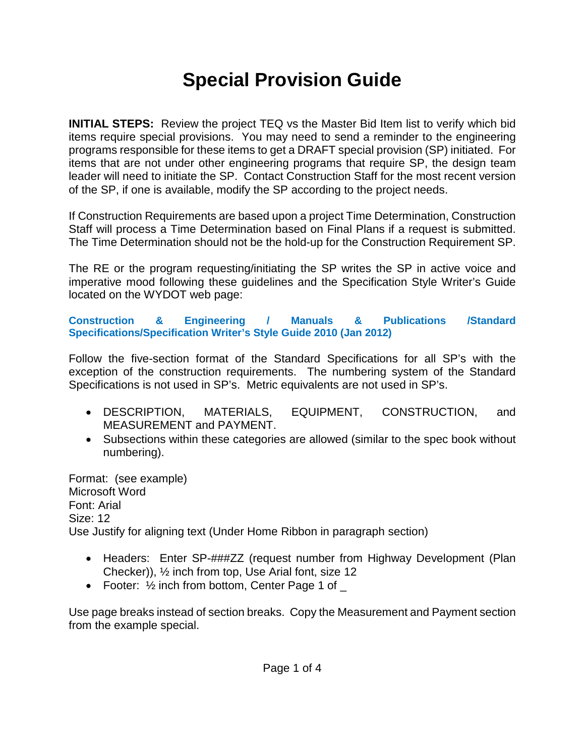# Special Provision Guide

**INITIAL STEPS:** Review the project TEQ vs the Master Bid Item list to verify which bid items require special provisions. You may need to send a reminder to the engineering programs responsible for these items to get a DRAFT special provision (SP) initiated. For items that are not under other engineering programs that require SP, the design team leader will need to initiate the SP. Contact Construction Staff for the most recent version of the SP, if one is available, modify the SP according to the project needs.

If Construction Requirements are based upon a project Time Determination, Construction Staff will process a Time Determination based on Final Plans if a request is submitted. The Time Determination should not be the hold-up for the Construction Requirement SP.

The RE or the program requesting/initiating the SP writes the SP in active voice and imperative mood following these guidelines and the Specification Style Writer's Guide located on the WYDOT web page:

**Construction & Engineering / Manuals & Publications /Standard Specifications/Specification Writer's Style Guide 2010 (Jan 2012)**

Follow the five-section format of the Standard Specifications for all SP's with the exception of the construction requirements. The numbering system of the Standard Specifications is not used in SP's. Metric equivalents are not used in SP's.

- DESCRIPTION, MATERIALS, EQUIPMENT, CONSTRUCTION, and MEASUREMENT and PAYMENT.
- Subsections within these categories are allowed (similar to the spec book without numbering).

Format: (see example)
Microsoft Word
Font: Arial
Size: 12
Use Justify for aligning text (Under Home Ribbon in paragraph section)

- Headers: Enter SP-###ZZ (request number from Highway Development (Plan Checker)), ½ inch from top, Use Arial font, size 12
- Footer: ½ inch from bottom, Center Page 1 of _

Use page breaks instead of section breaks. Copy the Measurement and Payment section from the example special.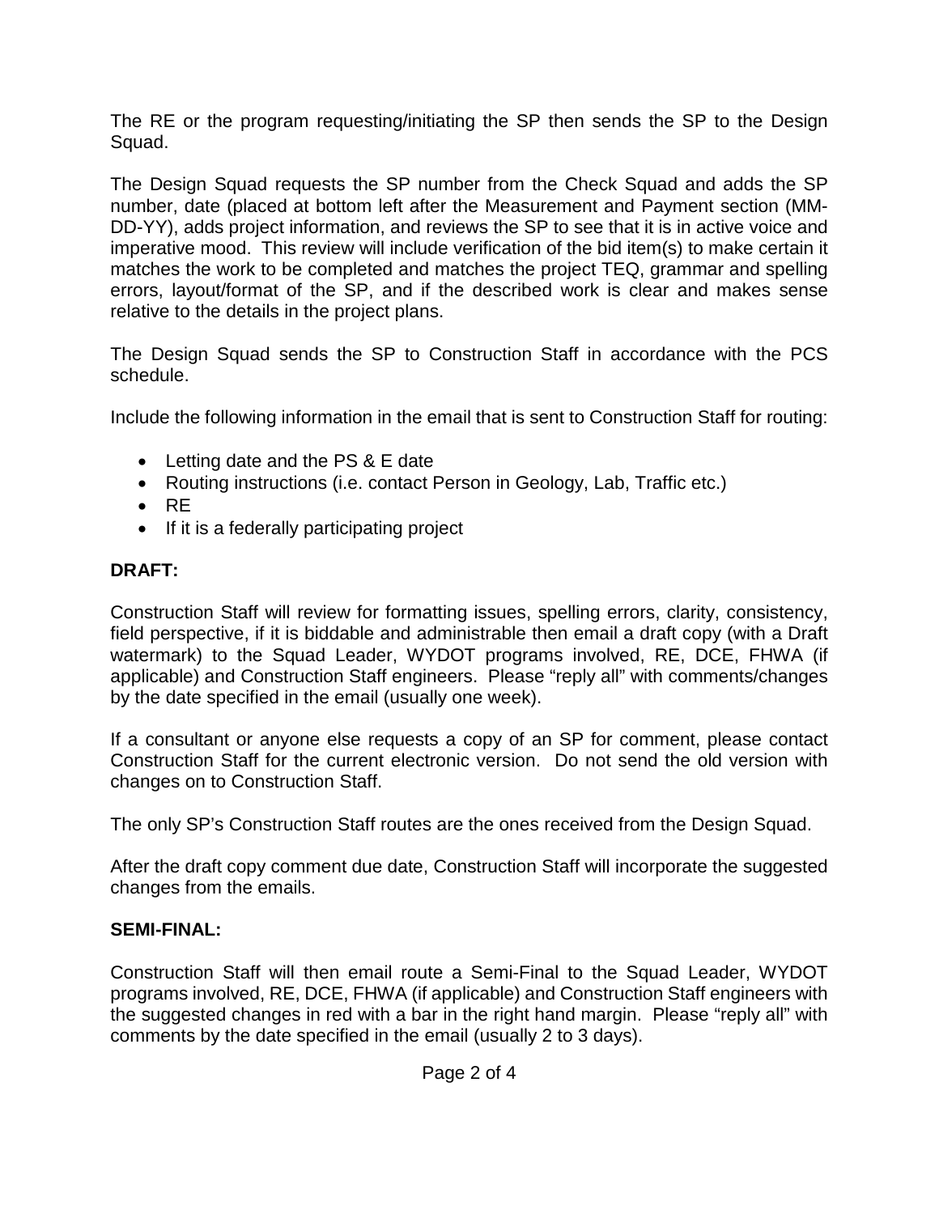The RE or the program requesting/initiating the SP then sends the SP to the Design Squad.

The Design Squad requests the SP number from the Check Squad and adds the SP number, date (placed at bottom left after the Measurement and Payment section (MM-DD-YY), adds project information, and reviews the SP to see that it is in active voice and imperative mood. This review will include verification of the bid item(s) to make certain it matches the work to be completed and matches the project TEQ, grammar and spelling errors, layout/format of the SP, and if the described work is clear and makes sense relative to the details in the project plans.

The Design Squad sends the SP to Construction Staff in accordance with the PCS schedule.

Include the following information in the email that is sent to Construction Staff for routing:

- Letting date and the PS & E date
- Routing instructions (i.e. contact Person in Geology, Lab, Traffic etc.)
- RE
- If it is a federally participating project

**DRAFT:**

Construction Staff will review for formatting issues, spelling errors, clarity, consistency, field perspective, if it is biddable and administrable then email a draft copy (with a Draft watermark) to the Squad Leader, WYDOT programs involved, RE, DCE, FHWA (if applicable) and Construction Staff engineers. Please "reply all" with comments/changes by the date specified in the email (usually one week).

If a consultant or anyone else requests a copy of an SP for comment, please contact Construction Staff for the current electronic version. Do not send the old version with changes on to Construction Staff.

The only SP's Construction Staff routes are the ones received from the Design Squad.

After the draft copy comment due date, Construction Staff will incorporate the suggested changes from the emails.

**SEMI-FINAL:**

Construction Staff will then email route a Semi-Final to the Squad Leader, WYDOT programs involved, RE, DCE, FHWA (if applicable) and Construction Staff engineers with the suggested changes in red with a bar in the right hand margin. Please "reply all" with comments by the date specified in the email (usually 2 to 3 days).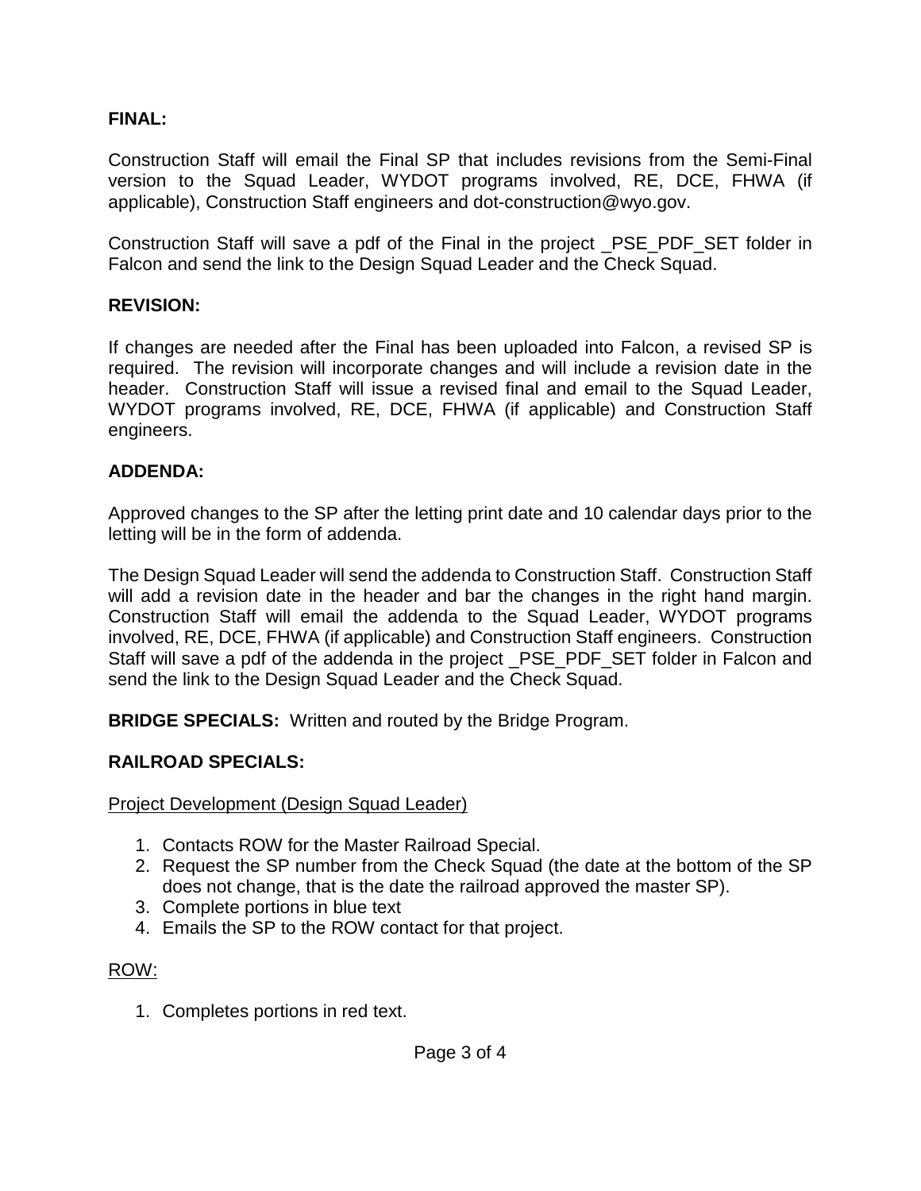**FINAL:**

Construction Staff will email the Final SP that includes revisions from the Semi-Final version to the Squad Leader, WYDOT programs involved, RE, DCE, FHWA (if applicable), Construction Staff engineers and dot-construction@wyo.gov.

Construction Staff will save a pdf of the Final in the project _PSE_PDF_SET folder in Falcon and send the link to the Design Squad Leader and the Check Squad.

**REVISION:**

If changes are needed after the Final has been uploaded into Falcon, a revised SP is required. The revision will incorporate changes and will include a revision date in the header. Construction Staff will issue a revised final and email to the Squad Leader, WYDOT programs involved, RE, DCE, FHWA (if applicable) and Construction Staff engineers.

**ADDENDA:**

Approved changes to the SP after the letting print date and 10 calendar days prior to the letting will be in the form of addenda.

The Design Squad Leader will send the addenda to Construction Staff. Construction Staff will add a revision date in the header and bar the changes in the right hand margin. Construction Staff will email the addenda to the Squad Leader, WYDOT programs involved, RE, DCE, FHWA (if applicable) and Construction Staff engineers. Construction Staff will save a pdf of the addenda in the project _PSE_PDF_SET folder in Falcon and send the link to the Design Squad Leader and the Check Squad.

**BRIDGE SPECIALS:** Written and routed by the Bridge Program.

**RAILROAD SPECIALS:**

<u>Project Development (Design Squad Leader)</u>

1. Contacts ROW for the Master Railroad Special.
2. Request the SP number from the Check Squad (the date at the bottom of the SP does not change, that is the date the railroad approved the master SP).
3. Complete portions in blue text
4. Emails the SP to the ROW contact for that project.

<u>ROW:</u>

1. Completes portions in red text.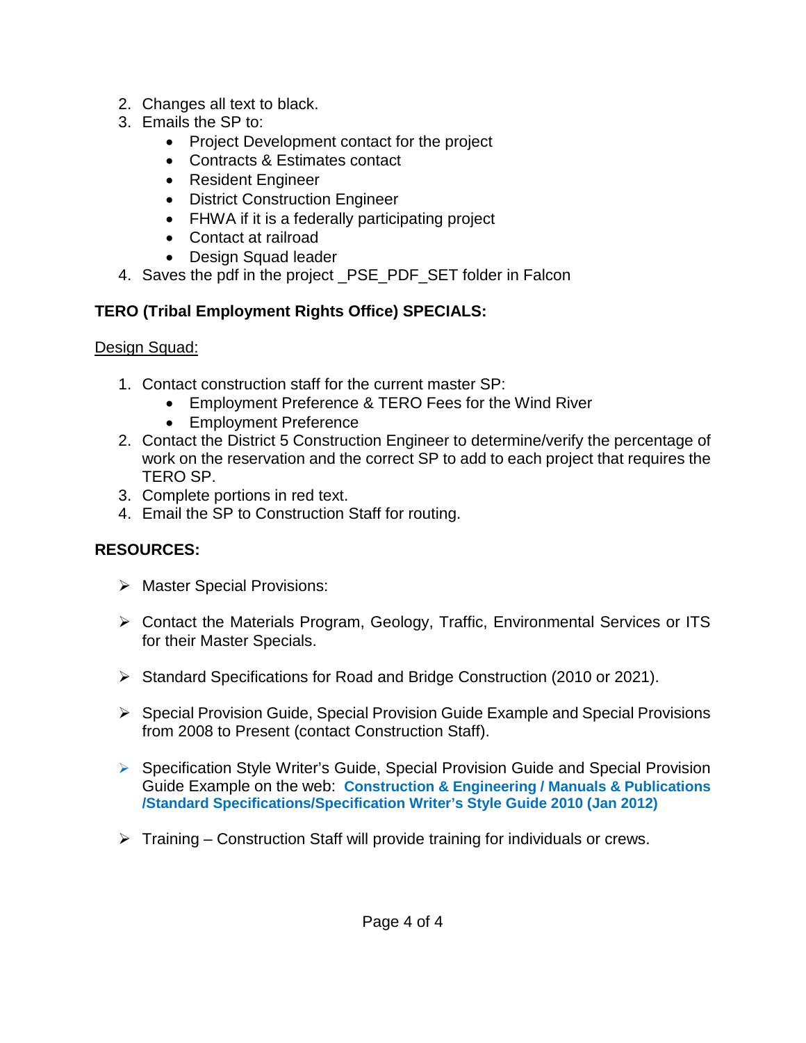2. Changes all text to black.
3. Emails the SP to:
   - Project Development contact for the project
   - Contracts & Estimates contact
   - Resident Engineer
   - District Construction Engineer
   - FHWA if it is a federally participating project
   - Contact at railroad
   - Design Squad leader
4. Saves the pdf in the project _PSE_PDF_SET folder in Falcon

**TERO (Tribal Employment Rights Office) SPECIALS:**

Design Squad:

1. Contact construction staff for the current master SP:
   - Employment Preference & TERO Fees for the Wind River
   - Employment Preference
2. Contact the District 5 Construction Engineer to determine/verify the percentage of work on the reservation and the correct SP to add to each project that requires the TERO SP.
3. Complete portions in red text.
4. Email the SP to Construction Staff for routing.

**RESOURCES:**

- Master Special Provisions:

- Contact the Materials Program, Geology, Traffic, Environmental Services or ITS for their Master Specials.

- Standard Specifications for Road and Bridge Construction (2010 or 2021).

- Special Provision Guide, Special Provision Guide Example and Special Provisions from 2008 to Present (contact Construction Staff).

- Specification Style Writer's Guide, Special Provision Guide and Special Provision Guide Example on the web: **Construction & Engineering / Manuals & Publications /Standard Specifications/Specification Writer's Style Guide 2010 (Jan 2012)**

- Training – Construction Staff will provide training for individuals or crews.